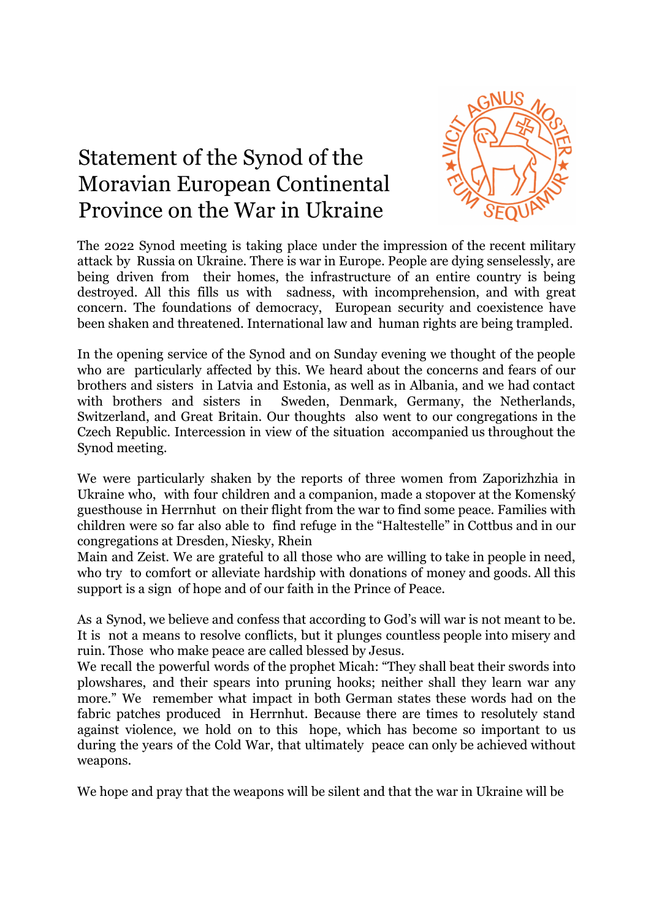# Statement of the Synod of the Moravian European Continental Province on the War in Ukraine

The 2022 Synod meeting is taking place under the impression of the recent military attack by Russia on Ukraine. There is war in Europe. People are dying senselessly, are being driven from their homes, the infrastructure of an entire country is being destroyed. All this fills us with sadness, with incomprehension, and with great concern. The foundations of democracy, European security and coexistence have been shaken and threatened. International law and human rights are being trampled.

In the opening service of the Synod and on Sunday evening we thought of the people who are particularly affected by this. We heard about the concerns and fears of our brothers and sisters in Latvia and Estonia, as well as in Albania, and we had contact with brothers and sisters in Sweden, Denmark, Germany, the Netherlands, Switzerland, and Great Britain. Our thoughts also went to our congregations in the Czech Republic. Intercession in view of the situation accompanied us throughout the Synod meeting.

We were particularly shaken by the reports of three women from Zaporizhzhia in Ukraine who, with four children and a companion, made a stopover at the Komenský guesthouse in Herrnhut on their flight from the war to find some peace. Families with children were so far also able to find refuge in the "Haltestelle" in Cottbus and in our congregations at Dresden, Niesky, Rhein Main and Zeist. We are grateful to all those who are willing to take in people in need, who try to comfort or alleviate hardship with donations of money and goods. All this support is a sign of hope and of our faith in the Prince of Peace.

As a Synod, we believe and confess that according to God's will war is not meant to be. It is not a means to resolve conflicts, but it plunges countless people into misery and ruin. Those who make peace are called blessed by Jesus.

We recall the powerful words of the prophet Micah: "They shall beat their swords into plowshares, and their spears into pruning hooks; neither shall they learn war any more." We remember what impact in both German states these words had on the fabric patches produced in Herrnhut. Because there are times to resolutely stand against violence, we hold on to this hope, which has become so important to us during the years of the Cold War, that ultimately peace can only be achieved without weapons.

We hope and pray that the weapons will be silent and that the war in Ukraine will be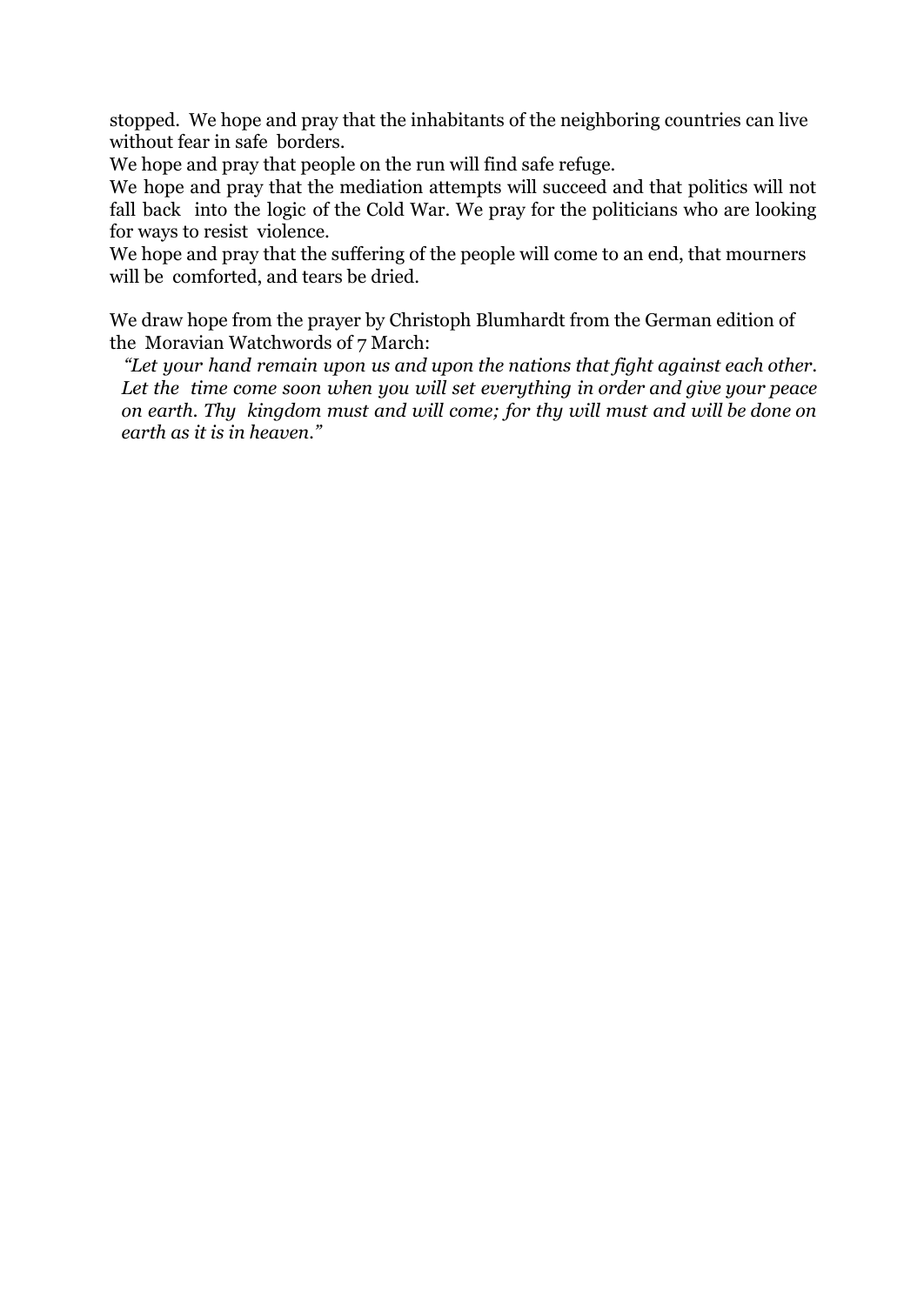stopped. We hope and pray that the inhabitants of the neighboring countries can live without fear in safe borders.

We hope and pray that people on the run will find safe refuge.

We hope and pray that the mediation attempts will succeed and that politics will not fall back into the logic of the Cold War. We pray for the politicians who are looking for ways to resist violence.

We hope and pray that the suffering of the people will come to an end, that mourners will be comforted, and tears be dried.

We draw hope from the prayer by Christoph Blumhardt from the German edition of the Moravian Watchwords of 7 March:

> *"Let your hand remain upon us and upon the nations that fight against each other. Let the time come soon when you will set everything in order and give your peace on earth. Thy kingdom must and will come; for thy will must and will be done on earth as it is in heaven."*